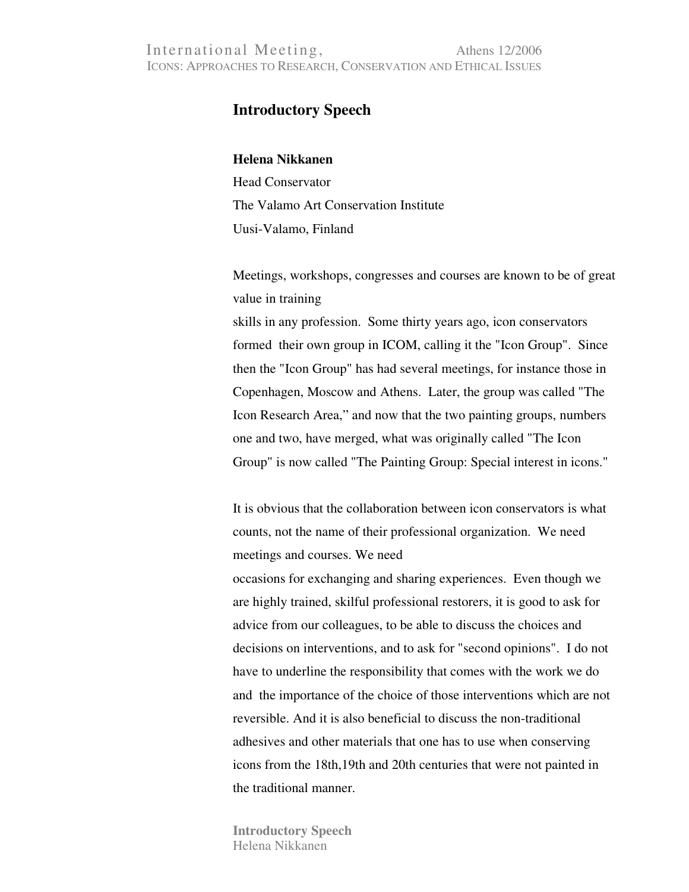# Introductory Speech

**Helena Nikkanen**

Head Conservator

The Valamo Art Conservation Institute

Uusi-Valamo, Finland

Meetings, workshops, congresses and courses are known to be of great value in training skills in any profession. Some thirty years ago, icon conservators formed their own group in ICOM, calling it the "Icon Group". Since then the "Icon Group" has had several meetings, for instance those in Copenhagen, Moscow and Athens. Later, the group was called "The Icon Research Area," and now that the two painting groups, numbers one and two, have merged, what was originally called "The Icon Group" is now called "The Painting Group: Special interest in icons."

It is obvious that the collaboration between icon conservators is what counts, not the name of their professional organization. We need meetings and courses. We need occasions for exchanging and sharing experiences. Even though we are highly trained, skilful professional restorers, it is good to ask for advice from our colleagues, to be able to discuss the choices and decisions on interventions, and to ask for "second opinions". I do not have to underline the responsibility that comes with the work we do and the importance of the choice of those interventions which are not reversible. And it is also beneficial to discuss the non-traditional adhesives and other materials that one has to use when conserving icons from the 18th,19th and 20th centuries that were not painted in the traditional manner.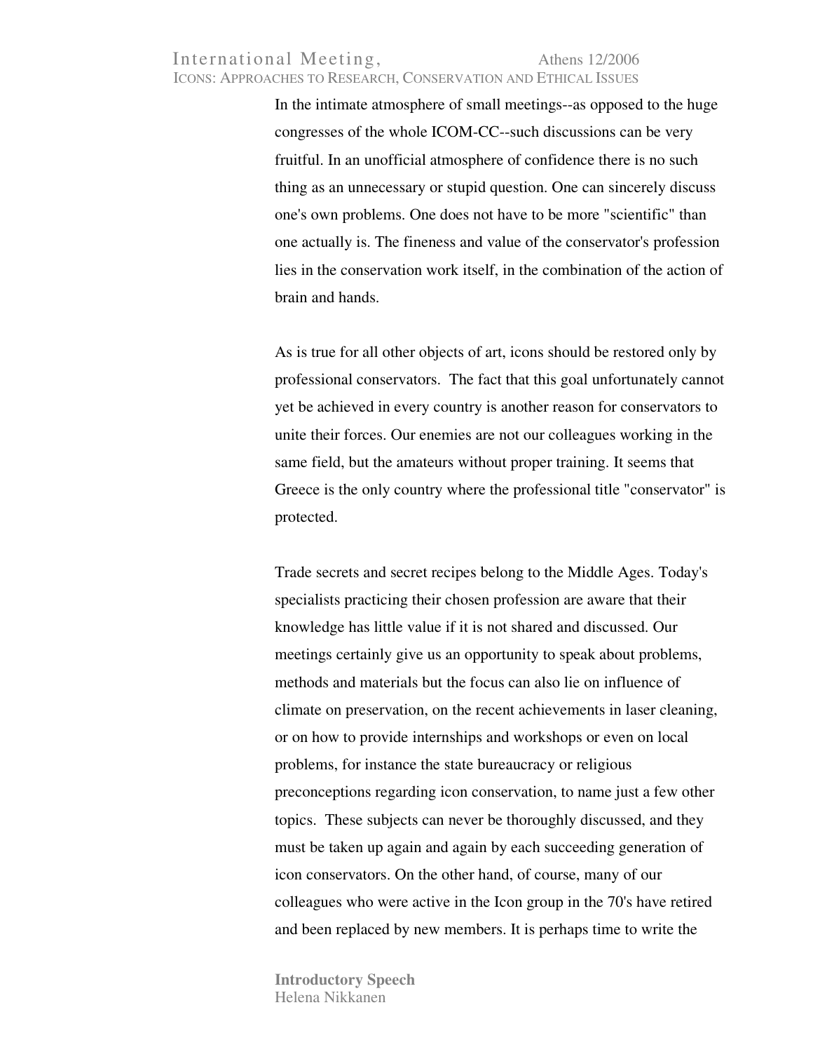In the intimate atmosphere of small meetings--as opposed to the huge congresses of the whole ICOM-CC--such discussions can be very fruitful. In an unofficial atmosphere of confidence there is no such thing as an unnecessary or stupid question. One can sincerely discuss one's own problems. One does not have to be more "scientific" than one actually is. The fineness and value of the conservator's profession lies in the conservation work itself, in the combination of the action of brain and hands.

As is true for all other objects of art, icons should be restored only by professional conservators. The fact that this goal unfortunately cannot yet be achieved in every country is another reason for conservators to unite their forces. Our enemies are not our colleagues working in the same field, but the amateurs without proper training. It seems that Greece is the only country where the professional title "conservator" is protected.

Trade secrets and secret recipes belong to the Middle Ages. Today's specialists practicing their chosen profession are aware that their knowledge has little value if it is not shared and discussed. Our meetings certainly give us an opportunity to speak about problems, methods and materials but the focus can also lie on influence of climate on preservation, on the recent achievements in laser cleaning, or on how to provide internships and workshops or even on local problems, for instance the state bureaucracy or religious preconceptions regarding icon conservation, to name just a few other topics. These subjects can never be thoroughly discussed, and they must be taken up again and again by each succeeding generation of icon conservators. On the other hand, of course, many of our colleagues who were active in the Icon group in the 70's have retired and been replaced by new members. It is perhaps time to write the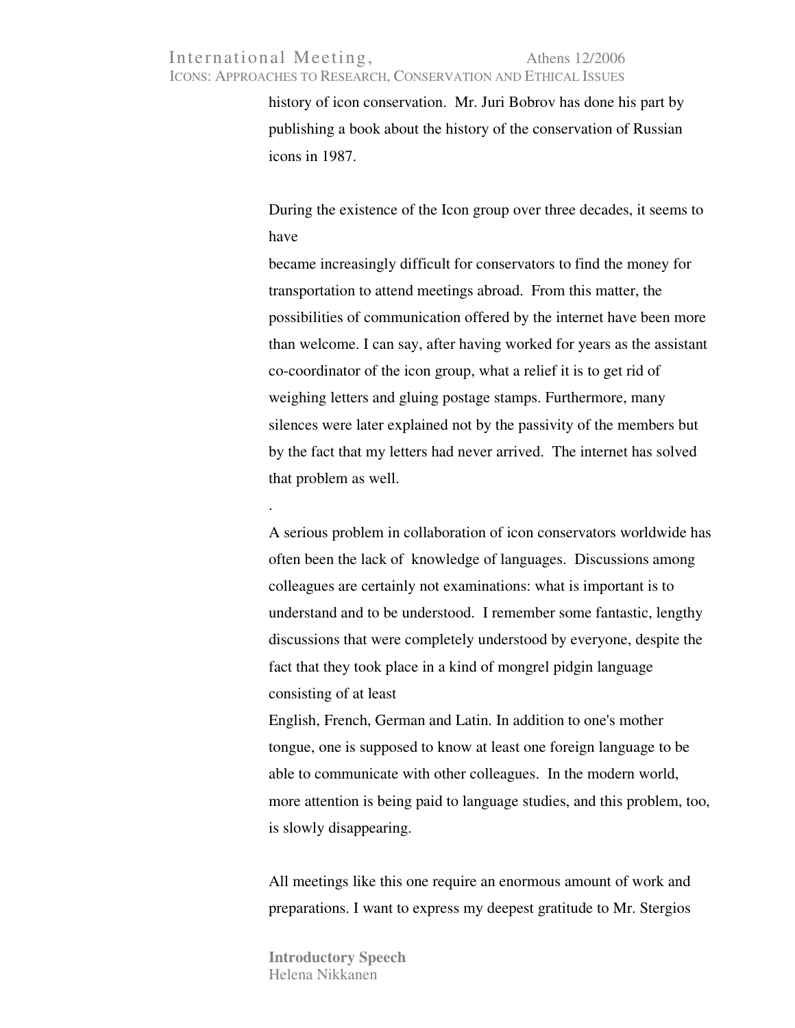history of icon conservation. Mr. Juri Bobrov has done his part by publishing a book about the history of the conservation of Russian icons in 1987.

During the existence of the Icon group over three decades, it seems to have became increasingly difficult for conservators to find the money for transportation to attend meetings abroad. From this matter, the possibilities of communication offered by the internet have been more than welcome. I can say, after having worked for years as the assistant co-coordinator of the icon group, what a relief it is to get rid of weighing letters and gluing postage stamps. Furthermore, many silences were later explained not by the passivity of the members but by the fact that my letters had never arrived. The internet has solved that problem as well.

.

A serious problem in collaboration of icon conservators worldwide has often been the lack of knowledge of languages. Discussions among colleagues are certainly not examinations: what is important is to understand and to be understood. I remember some fantastic, lengthy discussions that were completely understood by everyone, despite the fact that they took place in a kind of mongrel pidgin language consisting of at least English, French, German and Latin. In addition to one's mother tongue, one is supposed to know at least one foreign language to be able to communicate with other colleagues. In the modern world, more attention is being paid to language studies, and this problem, too, is slowly disappearing.

All meetings like this one require an enormous amount of work and preparations. I want to express my deepest gratitude to Mr. Stergios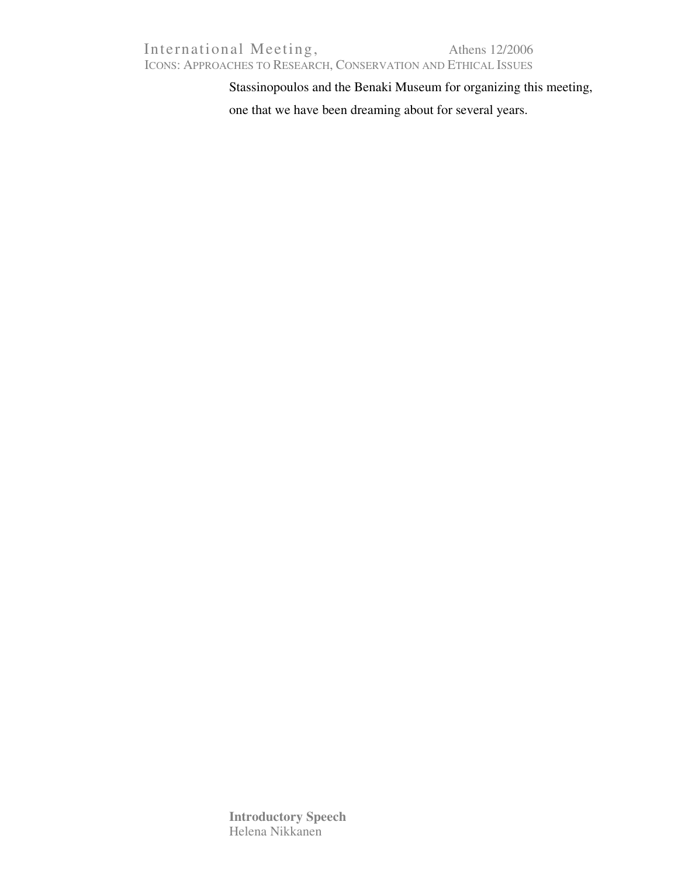Stassinopoulos and the Benaki Museum for organizing this meeting, one that we have been dreaming about for several years.